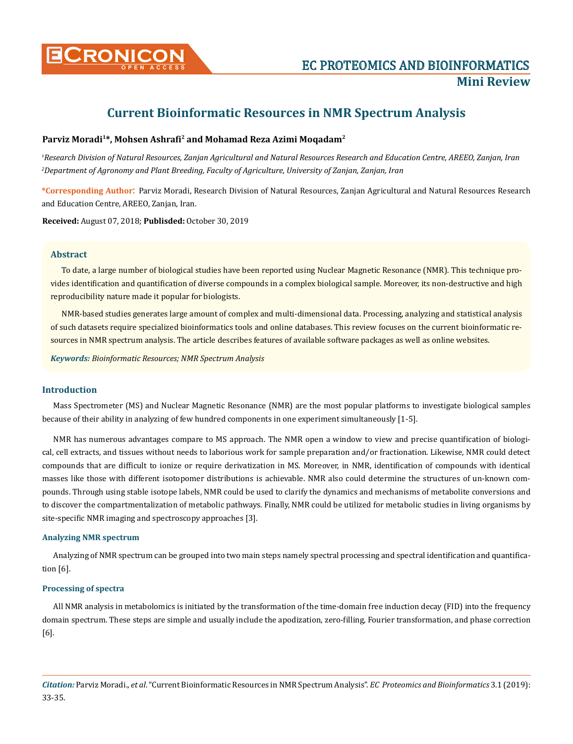# Current Bioinformatic Resources in NMR Spectrum Analysis

**Parviz Moradi[1]*, Mohsen Ashrafi[2] and Mohamad Reza Azimi Moqadam[2]**

*[1]Research Division of Natural Resources, Zanjan Agricultural and Natural Resources Research and Education Centre, AREEO, Zanjan, Iran*
*[2]Department of Agronomy and Plant Breeding, Faculty of Agriculture, University of Zanjan, Zanjan, Iran*

**\*Corresponding Author:** Parviz Moradi, Research Division of Natural Resources, Zanjan Agricultural and Natural Resources Research and Education Centre, AREEO, Zanjan, Iran.

**Received:** August 07, 2018; **Publisded:** October 30, 2019

## Abstract

To date, a large number of biological studies have been reported using Nuclear Magnetic Resonance (NMR). This technique provides identification and quantification of diverse compounds in a complex biological sample. Moreover, its non-destructive and high reproducibility nature made it popular for biologists.

NMR-based studies generates large amount of complex and multi-dimensional data. Processing, analyzing and statistical analysis of such datasets require specialized bioinformatics tools and online databases. This review focuses on the current bioinformatic resources in NMR spectrum analysis. The article describes features of available software packages as well as online websites.

***Keywords:*** *Bioinformatic Resources; NMR Spectrum Analysis*

## Introduction

Mass Spectrometer (MS) and Nuclear Magnetic Resonance (NMR) are the most popular platforms to investigate biological samples because of their ability in analyzing of few hundred components in one experiment simultaneously [1-5].

NMR has numerous advantages compare to MS approach. The NMR open a window to view and precise quantification of biological, cell extracts, and tissues without needs to laborious work for sample preparation and/or fractionation. Likewise, NMR could detect compounds that are difficult to ionize or require derivatization in MS. Moreover, in NMR, identification of compounds with identical masses like those with different isotopomer distributions is achievable. NMR also could determine the structures of un-known compounds. Through using stable isotope labels, NMR could be used to clarify the dynamics and mechanisms of metabolite conversions and to discover the compartmentalization of metabolic pathways. Finally, NMR could be utilized for metabolic studies in living organisms by site-specific NMR imaging and spectroscopy approaches [3].

### Analyzing NMR spectrum

Analyzing of NMR spectrum can be grouped into two main steps namely spectral processing and spectral identification and quantification [6].

### Processing of spectra

All NMR analysis in metabolomics is initiated by the transformation of the time-domain free induction decay (FID) into the frequency domain spectrum. These steps are simple and usually include the apodization, zero-filling, Fourier transformation, and phase correction [6].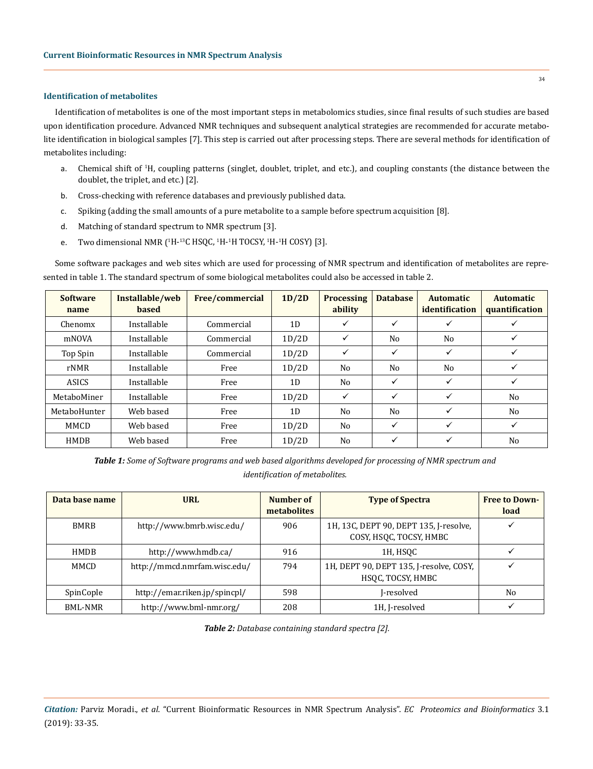### Identification of metabolites

Identification of metabolites is one of the most important steps in metabolomics studies, since final results of such studies are based upon identification procedure. Advanced NMR techniques and subsequent analytical strategies are recommended for accurate metabolite identification in biological samples [7]. This step is carried out after processing steps. There are several methods for identification of metabolites including:

a. Chemical shift of $^1$H, coupling patterns (singlet, doublet, triplet, and etc.), and coupling constants (the distance between the doublet, the triplet, and etc.) [2].

b. Cross-checking with reference databases and previously published data.

c. Spiking (adding the small amounts of a pure metabolite to a sample before spectrum acquisition [8].

d. Matching of standard spectrum to NMR spectrum [3].

e. Two dimensional NMR ($^1$H-$^{13}$C HSQC, $^1$H-$^1$H TOCSY, $^1$H-$^1$H COSY) [3].

Some software packages and web sites which are used for processing of NMR spectrum and identification of metabolites are represented in table 1. The standard spectrum of some biological metabolites could also be accessed in table 2.

| Software name | Installable/web based | Free/commercial | 1D/2D | Processing ability | Database | Automatic identification | Automatic quantification |
|---|---|---|---|---|---|---|---|
| Chenomx | Installable | Commercial | 1D | ✓ | ✓ | ✓ | ✓ |
| mNOVA | Installable | Commercial | 1D/2D | ✓ | No | No | ✓ |
| Top Spin | Installable | Commercial | 1D/2D | ✓ | ✓ | ✓ | ✓ |
| rNMR | Installable | Free | 1D/2D | No | No | No | ✓ |
| ASICS | Installable | Free | 1D | No | ✓ | ✓ | ✓ |
| MetaboMiner | Installable | Free | 1D/2D | ✓ | ✓ | ✓ | No |
| MetaboHunter | Web based | Free | 1D | No | No | ✓ | No |
| MMCD | Web based | Free | 1D/2D | No | ✓ | ✓ | ✓ |
| HMDB | Web based | Free | 1D/2D | No | ✓ | ✓ | No |

***Table 1:*** *Some of Software programs and web based algorithms developed for processing of NMR spectrum and identification of metabolites.*

| Data base name | URL | Number of metabolites | Type of Spectra | Free to Download |
|---|---|---|---|---|
| BMRB | http://www.bmrb.wisc.edu/ | 906 | 1H, 13C, DEPT 90, DEPT 135, J-resolve, COSY, HSQC, TOCSY, HMBC | ✓ |
| HMDB | http://www.hmdb.ca/ | 916 | 1H, HSQC | ✓ |
| MMCD | http://mmcd.nmrfam.wisc.edu/ | 794 | 1H, DEPT 90, DEPT 135, J-resolve, COSY, HSQC, TOCSY, HMBC | ✓ |
| SpinCople | http://emar.riken.jp/spincpl/ | 598 | J-resolved | No |
| BML-NMR | http://www.bml-nmr.org/ | 208 | 1H, J-resolved | ✓ |

***Table 2:*** *Database containing standard spectra [2].*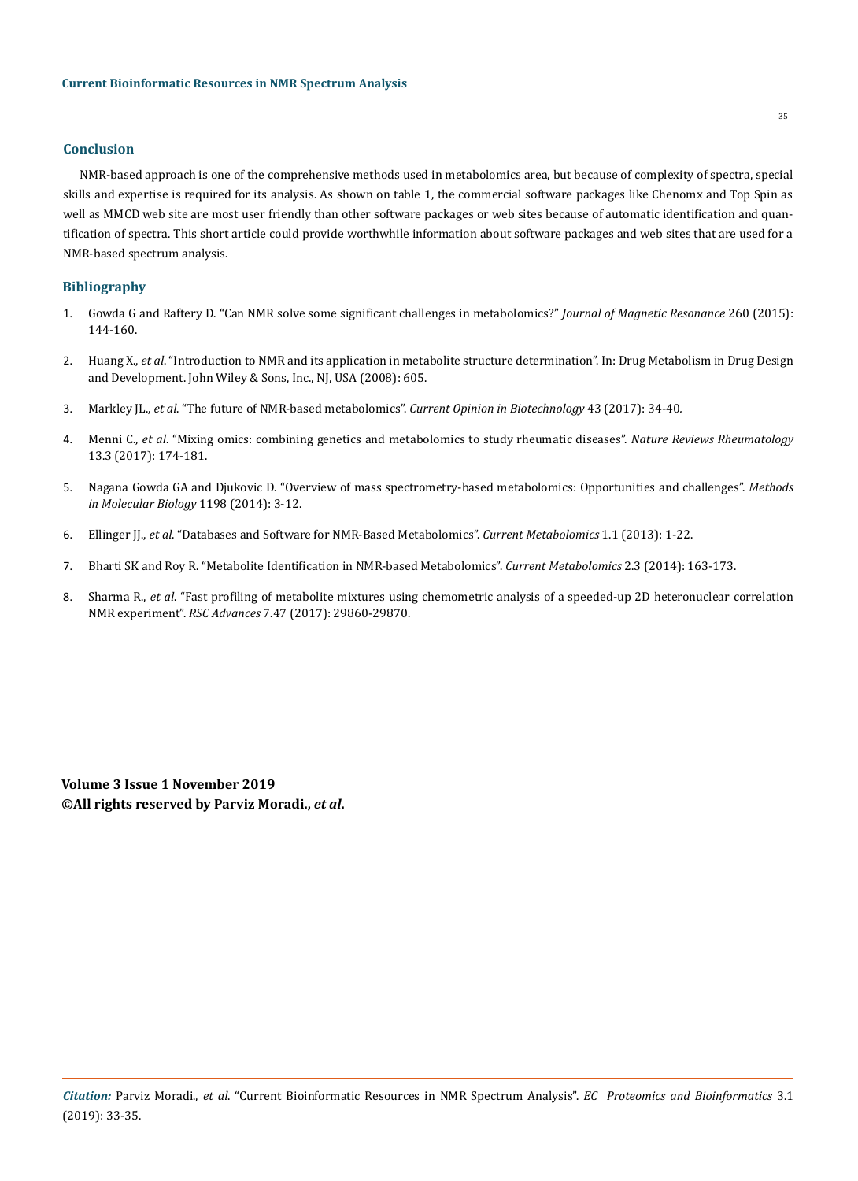## Conclusion

NMR-based approach is one of the comprehensive methods used in metabolomics area, but because of complexity of spectra, special skills and expertise is required for its analysis. As shown on table 1, the commercial software packages like Chenomx and Top Spin as well as MMCD web site are most user friendly than other software packages or web sites because of automatic identification and quantification of spectra. This short article could provide worthwhile information about software packages and web sites that are used for a NMR-based spectrum analysis.

## Bibliography

1. Gowda G and Raftery D. "Can NMR solve some significant challenges in metabolomics?" *Journal of Magnetic Resonance* 260 (2015): 144-160.
2. Huang X., *et al*. "Introduction to NMR and its application in metabolite structure determination". In: Drug Metabolism in Drug Design and Development. John Wiley & Sons, Inc., NJ, USA (2008): 605.
3. Markley JL., *et al*. "The future of NMR-based metabolomics". *Current Opinion in Biotechnology* 43 (2017): 34-40.
4. Menni C., *et al*. "Mixing omics: combining genetics and metabolomics to study rheumatic diseases". *Nature Reviews Rheumatology* 13.3 (2017): 174-181.
5. Nagana Gowda GA and Djukovic D. "Overview of mass spectrometry-based metabolomics: Opportunities and challenges". *Methods in Molecular Biology* 1198 (2014): 3-12.
6. Ellinger JJ., *et al*. "Databases and Software for NMR-Based Metabolomics". *Current Metabolomics* 1.1 (2013): 1-22.
7. Bharti SK and Roy R. "Metabolite Identification in NMR-based Metabolomics". *Current Metabolomics* 2.3 (2014): 163-173.
8. Sharma R., *et al*. "Fast profiling of metabolite mixtures using chemometric analysis of a speeded-up 2D heteronuclear correlation NMR experiment". *RSC Advances* 7.47 (2017): 29860-29870.

**Volume 3 Issue 1 November 2019**
**©All rights reserved by Parviz Moradi., *et al*.**